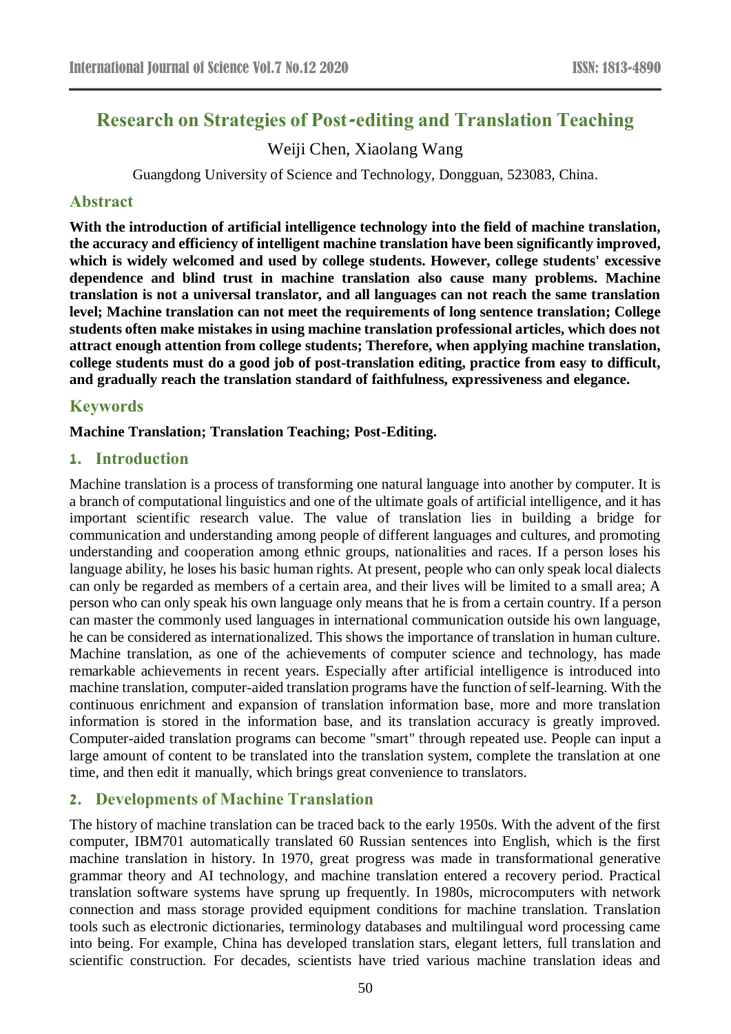# Research on Strategies of Post-editing and Translation Teaching

Weiji Chen, Xiaolang Wang

Guangdong University of Science and Technology, Dongguan, 523083, China.

## Abstract

**With the introduction of artificial intelligence technology into the field of machine translation, the accuracy and efficiency of intelligent machine translation have been significantly improved, which is widely welcomed and used by college students. However, college students' excessive dependence and blind trust in machine translation also cause many problems. Machine translation is not a universal translator, and all languages can not reach the same translation level; Machine translation can not meet the requirements of long sentence translation; College students often make mistakes in using machine translation professional articles, which does not attract enough attention from college students; Therefore, when applying machine translation, college students must do a good job of post-translation editing, practice from easy to difficult, and gradually reach the translation standard of faithfulness, expressiveness and elegance.**

## Keywords

**Machine Translation; Translation Teaching; Post-Editing.**

## 1. Introduction

Machine translation is a process of transforming one natural language into another by computer. It is a branch of computational linguistics and one of the ultimate goals of artificial intelligence, and it has important scientific research value. The value of translation lies in building a bridge for communication and understanding among people of different languages and cultures, and promoting understanding and cooperation among ethnic groups, nationalities and races. If a person loses his language ability, he loses his basic human rights. At present, people who can only speak local dialects can only be regarded as members of a certain area, and their lives will be limited to a small area; A person who can only speak his own language only means that he is from a certain country. If a person can master the commonly used languages in international communication outside his own language, he can be considered as internationalized. This shows the importance of translation in human culture. Machine translation, as one of the achievements of computer science and technology, has made remarkable achievements in recent years. Especially after artificial intelligence is introduced into machine translation, computer-aided translation programs have the function of self-learning. With the continuous enrichment and expansion of translation information base, more and more translation information is stored in the information base, and its translation accuracy is greatly improved. Computer-aided translation programs can become "smart" through repeated use. People can input a large amount of content to be translated into the translation system, complete the translation at one time, and then edit it manually, which brings great convenience to translators.

## 2. Developments of Machine Translation

The history of machine translation can be traced back to the early 1950s. With the advent of the first computer, IBM701 automatically translated 60 Russian sentences into English, which is the first machine translation in history. In 1970, great progress was made in transformational generative grammar theory and AI technology, and machine translation entered a recovery period. Practical translation software systems have sprung up frequently. In 1980s, microcomputers with network connection and mass storage provided equipment conditions for machine translation. Translation tools such as electronic dictionaries, terminology databases and multilingual word processing came into being. For example, China has developed translation stars, elegant letters, full translation and scientific construction. For decades, scientists have tried various machine translation ideas and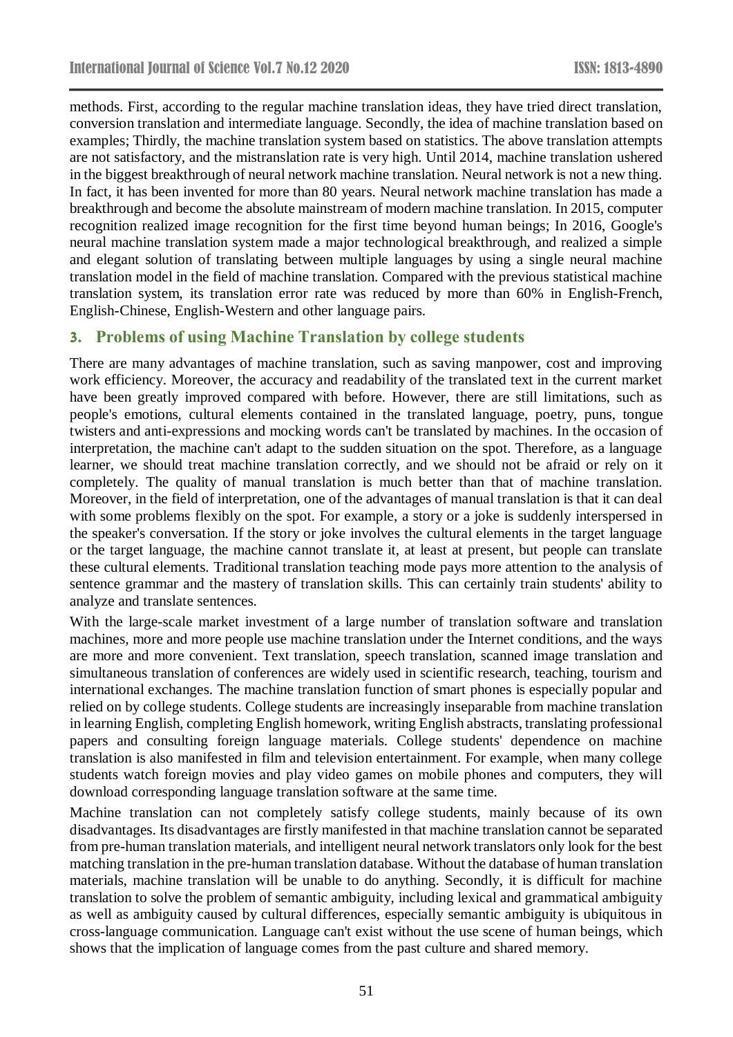methods. First, according to the regular machine translation ideas, they have tried direct translation, conversion translation and intermediate language. Secondly, the idea of machine translation based on examples; Thirdly, the machine translation system based on statistics. The above translation attempts are not satisfactory, and the mistranslation rate is very high. Until 2014, machine translation ushered in the biggest breakthrough of neural network machine translation. Neural network is not a new thing. In fact, it has been invented for more than 80 years. Neural network machine translation has made a breakthrough and become the absolute mainstream of modern machine translation. In 2015, computer recognition realized image recognition for the first time beyond human beings; In 2016, Google's neural machine translation system made a major technological breakthrough, and realized a simple and elegant solution of translating between multiple languages by using a single neural machine translation model in the field of machine translation. Compared with the previous statistical machine translation system, its translation error rate was reduced by more than 60% in English-French, English-Chinese, English-Western and other language pairs.

## 3. Problems of using Machine Translation by college students

There are many advantages of machine translation, such as saving manpower, cost and improving work efficiency. Moreover, the accuracy and readability of the translated text in the current market have been greatly improved compared with before. However, there are still limitations, such as people's emotions, cultural elements contained in the translated language, poetry, puns, tongue twisters and anti-expressions and mocking words can't be translated by machines. In the occasion of interpretation, the machine can't adapt to the sudden situation on the spot. Therefore, as a language learner, we should treat machine translation correctly, and we should not be afraid or rely on it completely. The quality of manual translation is much better than that of machine translation. Moreover, in the field of interpretation, one of the advantages of manual translation is that it can deal with some problems flexibly on the spot. For example, a story or a joke is suddenly interspersed in the speaker's conversation. If the story or joke involves the cultural elements in the target language or the target language, the machine cannot translate it, at least at present, but people can translate these cultural elements. Traditional translation teaching mode pays more attention to the analysis of sentence grammar and the mastery of translation skills. This can certainly train students' ability to analyze and translate sentences.

With the large-scale market investment of a large number of translation software and translation machines, more and more people use machine translation under the Internet conditions, and the ways are more and more convenient. Text translation, speech translation, scanned image translation and simultaneous translation of conferences are widely used in scientific research, teaching, tourism and international exchanges. The machine translation function of smart phones is especially popular and relied on by college students. College students are increasingly inseparable from machine translation in learning English, completing English homework, writing English abstracts, translating professional papers and consulting foreign language materials. College students' dependence on machine translation is also manifested in film and television entertainment. For example, when many college students watch foreign movies and play video games on mobile phones and computers, they will download corresponding language translation software at the same time.

Machine translation can not completely satisfy college students, mainly because of its own disadvantages. Its disadvantages are firstly manifested in that machine translation cannot be separated from pre-human translation materials, and intelligent neural network translators only look for the best matching translation in the pre-human translation database. Without the database of human translation materials, machine translation will be unable to do anything. Secondly, it is difficult for machine translation to solve the problem of semantic ambiguity, including lexical and grammatical ambiguity as well as ambiguity caused by cultural differences, especially semantic ambiguity is ubiquitous in cross-language communication. Language can't exist without the use scene of human beings, which shows that the implication of language comes from the past culture and shared memory.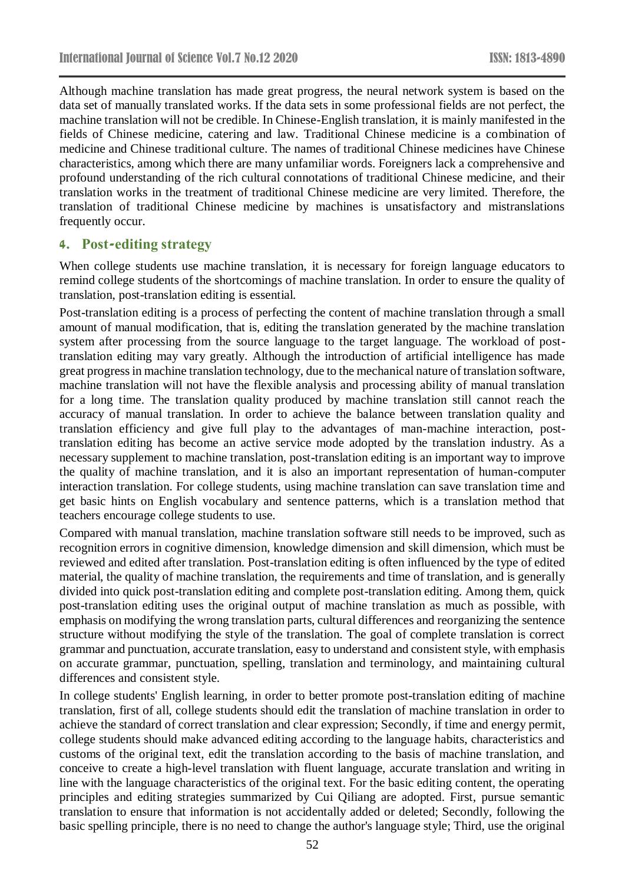Although machine translation has made great progress, the neural network system is based on the data set of manually translated works. If the data sets in some professional fields are not perfect, the machine translation will not be credible. In Chinese-English translation, it is mainly manifested in the fields of Chinese medicine, catering and law. Traditional Chinese medicine is a combination of medicine and Chinese traditional culture. The names of traditional Chinese medicines have Chinese characteristics, among which there are many unfamiliar words. Foreigners lack a comprehensive and profound understanding of the rich cultural connotations of traditional Chinese medicine, and their translation works in the treatment of traditional Chinese medicine are very limited. Therefore, the translation of traditional Chinese medicine by machines is unsatisfactory and mistranslations frequently occur.

## 4. Post-editing strategy

When college students use machine translation, it is necessary for foreign language educators to remind college students of the shortcomings of machine translation. In order to ensure the quality of translation, post-translation editing is essential.

Post-translation editing is a process of perfecting the content of machine translation through a small amount of manual modification, that is, editing the translation generated by the machine translation system after processing from the source language to the target language. The workload of post-translation editing may vary greatly. Although the introduction of artificial intelligence has made great progress in machine translation technology, due to the mechanical nature of translation software, machine translation will not have the flexible analysis and processing ability of manual translation for a long time. The translation quality produced by machine translation still cannot reach the accuracy of manual translation. In order to achieve the balance between translation quality and translation efficiency and give full play to the advantages of man-machine interaction, post-translation editing has become an active service mode adopted by the translation industry. As a necessary supplement to machine translation, post-translation editing is an important way to improve the quality of machine translation, and it is also an important representation of human-computer interaction translation. For college students, using machine translation can save translation time and get basic hints on English vocabulary and sentence patterns, which is a translation method that teachers encourage college students to use.

Compared with manual translation, machine translation software still needs to be improved, such as recognition errors in cognitive dimension, knowledge dimension and skill dimension, which must be reviewed and edited after translation. Post-translation editing is often influenced by the type of edited material, the quality of machine translation, the requirements and time of translation, and is generally divided into quick post-translation editing and complete post-translation editing. Among them, quick post-translation editing uses the original output of machine translation as much as possible, with emphasis on modifying the wrong translation parts, cultural differences and reorganizing the sentence structure without modifying the style of the translation. The goal of complete translation is correct grammar and punctuation, accurate translation, easy to understand and consistent style, with emphasis on accurate grammar, punctuation, spelling, translation and terminology, and maintaining cultural differences and consistent style.

In college students' English learning, in order to better promote post-translation editing of machine translation, first of all, college students should edit the translation of machine translation in order to achieve the standard of correct translation and clear expression; Secondly, if time and energy permit, college students should make advanced editing according to the language habits, characteristics and customs of the original text, edit the translation according to the basis of machine translation, and conceive to create a high-level translation with fluent language, accurate translation and writing in line with the language characteristics of the original text. For the basic editing content, the operating principles and editing strategies summarized by Cui Qiliang are adopted. First, pursue semantic translation to ensure that information is not accidentally added or deleted; Secondly, following the basic spelling principle, there is no need to change the author's language style; Third, use the original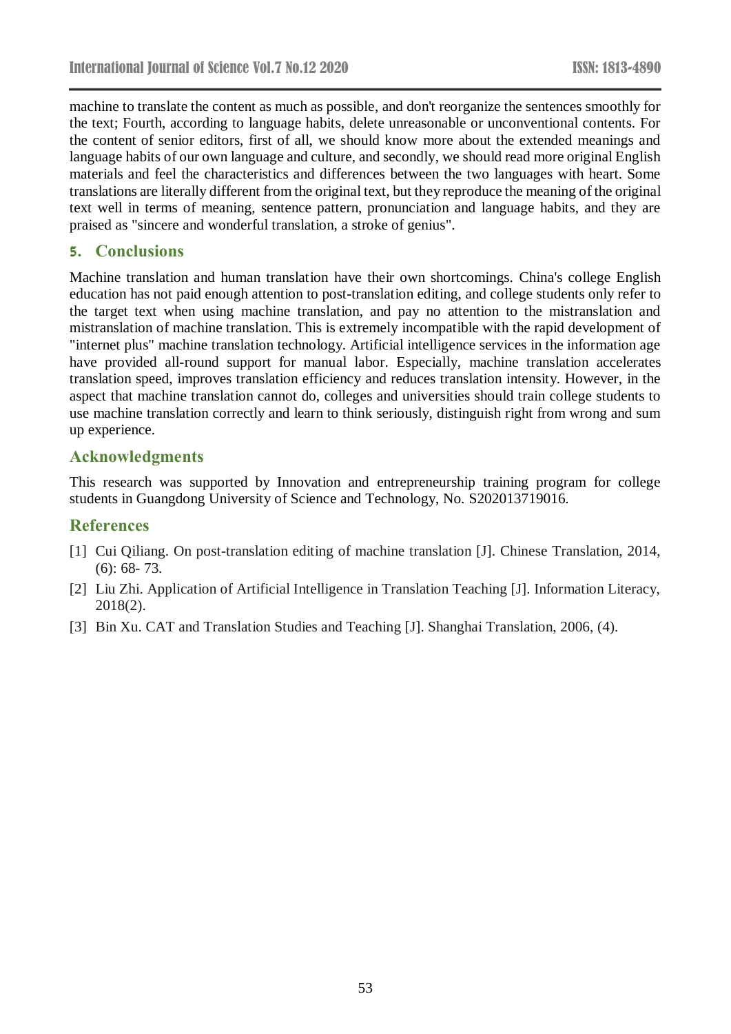machine to translate the content as much as possible, and don't reorganize the sentences smoothly for the text; Fourth, according to language habits, delete unreasonable or unconventional contents. For the content of senior editors, first of all, we should know more about the extended meanings and language habits of our own language and culture, and secondly, we should read more original English materials and feel the characteristics and differences between the two languages with heart. Some translations are literally different from the original text, but they reproduce the meaning of the original text well in terms of meaning, sentence pattern, pronunciation and language habits, and they are praised as "sincere and wonderful translation, a stroke of genius".

## 5. Conclusions

Machine translation and human translation have their own shortcomings. China's college English education has not paid enough attention to post-translation editing, and college students only refer to the target text when using machine translation, and pay no attention to the mistranslation and mistranslation of machine translation. This is extremely incompatible with the rapid development of "internet plus" machine translation technology. Artificial intelligence services in the information age have provided all-round support for manual labor. Especially, machine translation accelerates translation speed, improves translation efficiency and reduces translation intensity. However, in the aspect that machine translation cannot do, colleges and universities should train college students to use machine translation correctly and learn to think seriously, distinguish right from wrong and sum up experience.

## Acknowledgments

This research was supported by Innovation and entrepreneurship training program for college students in Guangdong University of Science and Technology, No. S202013719016.

## References

[1] Cui Qiliang. On post-translation editing of machine translation [J]. Chinese Translation, 2014, (6): 68- 73.

[2] Liu Zhi. Application of Artificial Intelligence in Translation Teaching [J]. Information Literacy, 2018(2).

[3] Bin Xu. CAT and Translation Studies and Teaching [J]. Shanghai Translation, 2006, (4).